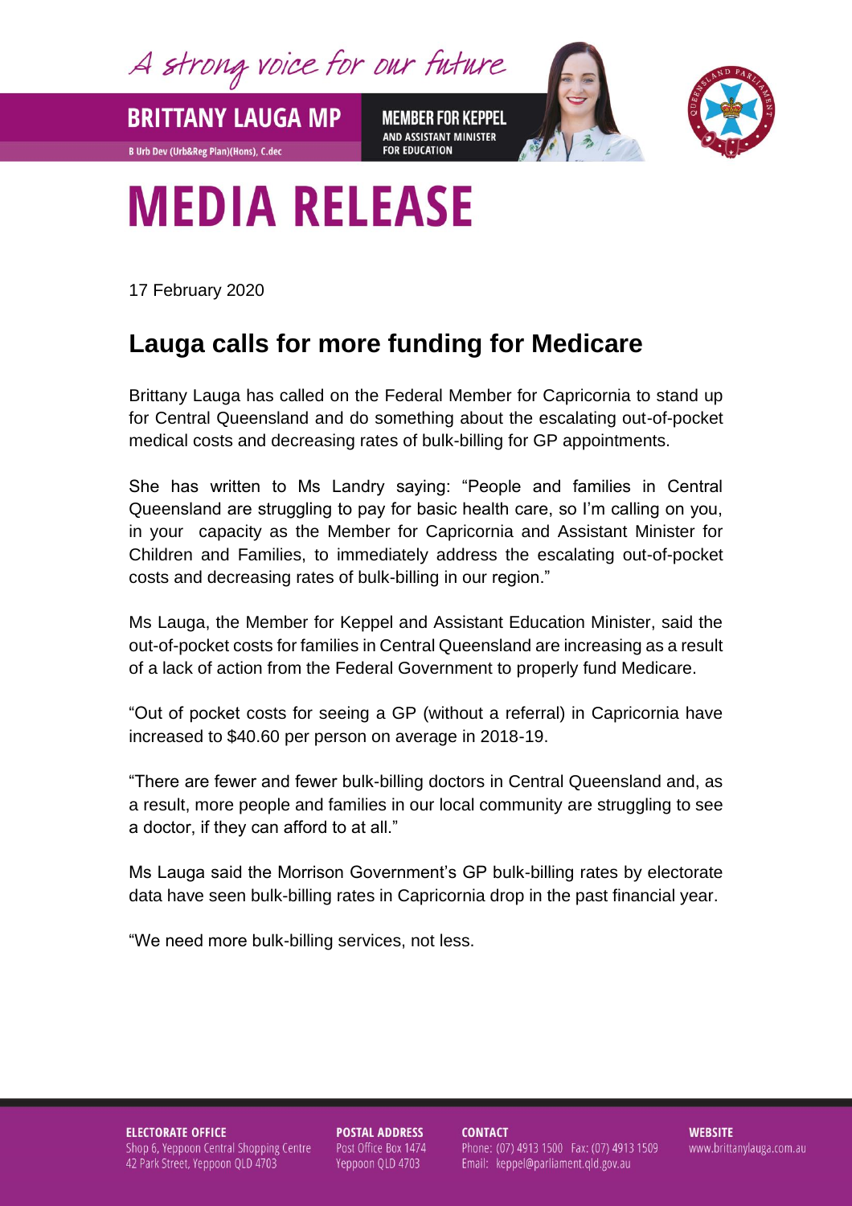A strong voice for our future

**BRITTANY LAUGA MP**

B Urb Dev (Urb&Reg Plan)(Hons), C.dec

**MEMBER FOR KEPPEL**
AND ASSISTANT MINISTER FOR EDUCATION

# MEDIA RELEASE

17 February 2020

## Lauga calls for more funding for Medicare

Brittany Lauga has called on the Federal Member for Capricornia to stand up for Central Queensland and do something about the escalating out-of-pocket medical costs and decreasing rates of bulk-billing for GP appointments.

She has written to Ms Landry saying: "People and families in Central Queensland are struggling to pay for basic health care, so I'm calling on you, in your capacity as the Member for Capricornia and Assistant Minister for Children and Families, to immediately address the escalating out-of-pocket costs and decreasing rates of bulk-billing in our region."

Ms Lauga, the Member for Keppel and Assistant Education Minister, said the out-of-pocket costs for families in Central Queensland are increasing as a result of a lack of action from the Federal Government to properly fund Medicare.

"Out of pocket costs for seeing a GP (without a referral) in Capricornia have increased to $40.60 per person on average in 2018-19.

"There are fewer and fewer bulk-billing doctors in Central Queensland and, as a result, more people and families in our local community are struggling to see a doctor, if they can afford to at all."

Ms Lauga said the Morrison Government's GP bulk-billing rates by electorate data have seen bulk-billing rates in Capricornia drop in the past financial year.

"We need more bulk-billing services, not less.

**ELECTORATE OFFICE**
Shop 6, Yeppoon Central Shopping Centre
42 Park Street, Yeppoon QLD 4703

**POSTAL ADDRESS**
Post Office Box 1474
Yeppoon QLD 4703

**CONTACT**
Phone: (07) 4913 1500 Fax: (07) 4913 1509
Email: keppel@parliament.qld.gov.au

**WEBSITE**
www.brittanylauga.com.au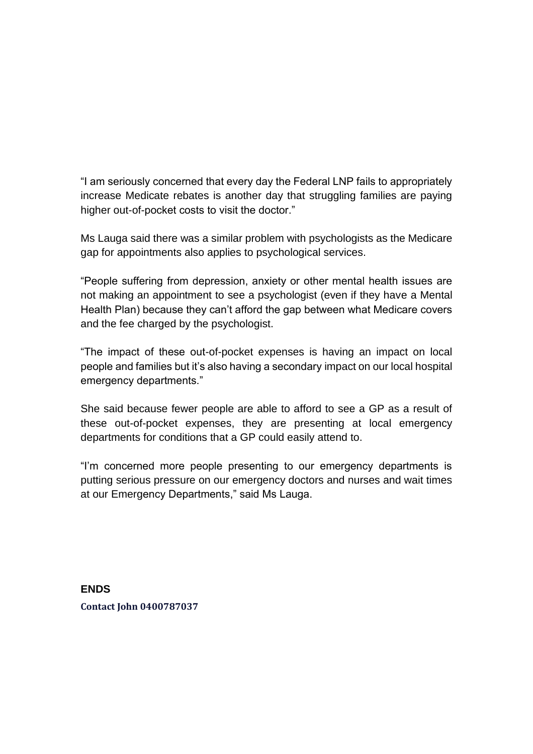"I am seriously concerned that every day the Federal LNP fails to appropriately increase Medicate rebates is another day that struggling families are paying higher out-of-pocket costs to visit the doctor."

Ms Lauga said there was a similar problem with psychologists as the Medicare gap for appointments also applies to psychological services.

"People suffering from depression, anxiety or other mental health issues are not making an appointment to see a psychologist (even if they have a Mental Health Plan) because they can't afford the gap between what Medicare covers and the fee charged by the psychologist.

"The impact of these out-of-pocket expenses is having an impact on local people and families but it's also having a secondary impact on our local hospital emergency departments."

She said because fewer people are able to afford to see a GP as a result of these out-of-pocket expenses, they are presenting at local emergency departments for conditions that a GP could easily attend to.

"I'm concerned more people presenting to our emergency departments is putting serious pressure on our emergency doctors and nurses and wait times at our Emergency Departments," said Ms Lauga.

**ENDS**

**Contact John 0400787037**